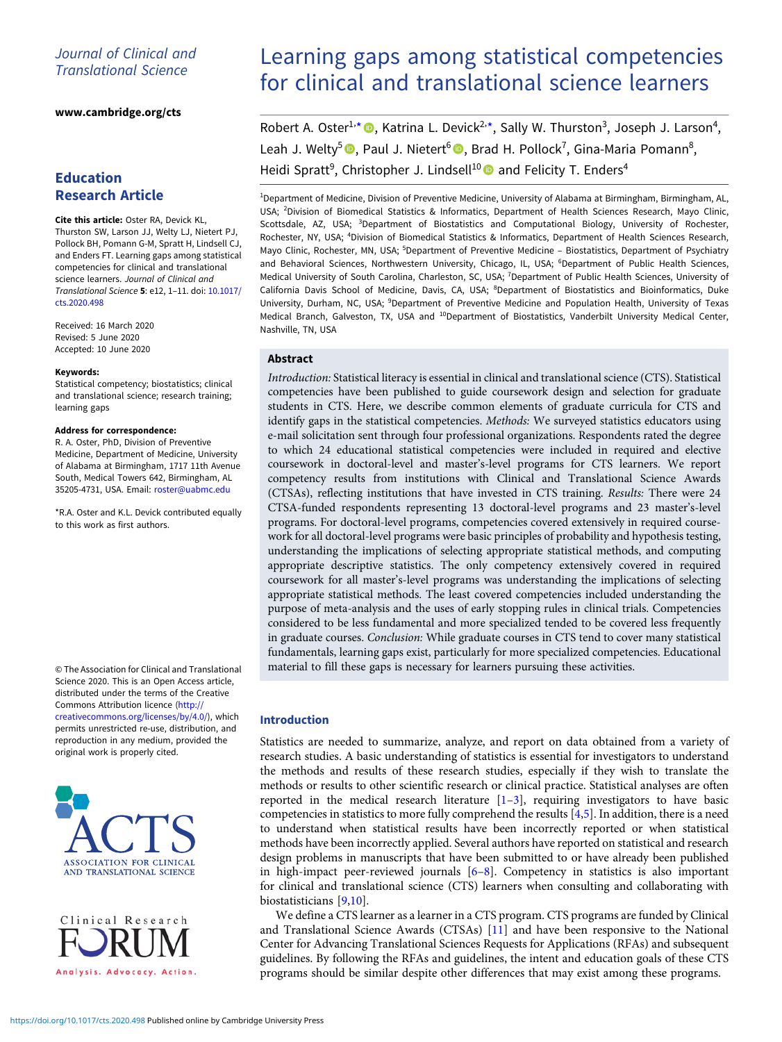Journal of Clinical and Translational Science

www.cambridge.org/cts

**Education Research Article**

**Cite this article:** Oster RA, Devick KL, Thurston SW, Larson JJ, Welty LJ, Nietert PJ, Pollock BH, Pomann G-M, Spratt H, Lindsell CJ, and Enders FT. Learning gaps among statistical competencies for clinical and translational science learners. *Journal of Clinical and Translational Science* **5**: e12, 1–11. doi: 10.1017/cts.2020.498

Received: 16 March 2020
Revised: 5 June 2020
Accepted: 10 June 2020

**Keywords:**
Statistical competency; biostatistics; clinical and translational science; research training; learning gaps

**Address for correspondence:**
R. A. Oster, PhD, Division of Preventive Medicine, Department of Medicine, University of Alabama at Birmingham, 1717 11th Avenue South, Medical Towers 642, Birmingham, AL 35205-4731, USA. Email: roster@uabmc.edu

*R.A. Oster and K.L. Devick contributed equally to this work as first authors.

© The Association for Clinical and Translational Science 2020. This is an Open Access article, distributed under the terms of the Creative Commons Attribution licence (http://creativecommons.org/licenses/by/4.0/), which permits unrestricted re-use, distribution, and reproduction in any medium, provided the original work is properly cited.

# Learning gaps among statistical competencies for clinical and translational science learners

Robert A. Oster[1,*], Katrina L. Devick[2,*], Sally W. Thurston[3], Joseph J. Larson[4], Leah J. Welty[5], Paul J. Nietert[6], Brad H. Pollock[7], Gina-Maria Pomann[8], Heidi Spratt[9], Christopher J. Lindsell[10] and Felicity T. Enders[4]

[1]Department of Medicine, Division of Preventive Medicine, University of Alabama at Birmingham, Birmingham, AL, USA; [2]Division of Biomedical Statistics & Informatics, Department of Health Sciences Research, Mayo Clinic, Scottsdale, AZ, USA; [3]Department of Biostatistics and Computational Biology, University of Rochester, Rochester, NY, USA; [4]Division of Biomedical Statistics & Informatics, Department of Health Sciences Research, Mayo Clinic, Rochester, MN, USA; [5]Department of Preventive Medicine – Biostatistics, Department of Psychiatry and Behavioral Sciences, Northwestern University, Chicago, IL, USA; [6]Department of Public Health Sciences, Medical University of South Carolina, Charleston, SC, USA; [7]Department of Public Health Sciences, University of California Davis School of Medicine, Davis, CA, USA; [8]Department of Biostatistics and Bioinformatics, Duke University, Durham, NC, USA; [9]Department of Preventive Medicine and Population Health, University of Texas Medical Branch, Galveston, TX, USA and [10]Department of Biostatistics, Vanderbilt University Medical Center, Nashville, TN, USA

## Abstract

*Introduction:* Statistical literacy is essential in clinical and translational science (CTS). Statistical competencies have been published to guide coursework design and selection for graduate students in CTS. Here, we describe common elements of graduate curricula for CTS and identify gaps in the statistical competencies. *Methods:* We surveyed statistics educators using e-mail solicitation sent through four professional organizations. Respondents rated the degree to which 24 educational statistical competencies were included in required and elective coursework in doctoral-level and master's-level programs for CTS learners. We report competency results from institutions with Clinical and Translational Science Awards (CTSAs), reflecting institutions that have invested in CTS training. *Results:* There were 24 CTSA-funded respondents representing 13 doctoral-level programs and 23 master's-level programs. For doctoral-level programs, competencies covered extensively in required coursework for all doctoral-level programs were basic principles of probability and hypothesis testing, understanding the implications of selecting appropriate statistical methods, and computing appropriate descriptive statistics. The only competency extensively covered in required coursework for all master's-level programs was understanding the implications of selecting appropriate statistical methods. The least covered competencies included understanding the purpose of meta-analysis and the uses of early stopping rules in clinical trials. Competencies considered to be less fundamental and more specialized tended to be covered less frequently in graduate courses. *Conclusion:* While graduate courses in CTS tend to cover many statistical fundamentals, learning gaps exist, particularly for more specialized competencies. Educational material to fill these gaps is necessary for learners pursuing these activities.

## Introduction

Statistics are needed to summarize, analyze, and report on data obtained from a variety of research studies. A basic understanding of statistics is essential for investigators to understand the methods and results of these research studies, especially if they wish to translate the methods or results to other scientific research or clinical practice. Statistical analyses are often reported in the medical research literature [1–3], requiring investigators to have basic competencies in statistics to more fully comprehend the results [4,5]. In addition, there is a need to understand when statistical results have been incorrectly reported or when statistical methods have been incorrectly applied. Several authors have reported on statistical and research design problems in manuscripts that have been submitted to or have already been published in high-impact peer-reviewed journals [6–8]. Competency in statistics is also important for clinical and translational science (CTS) learners when consulting and collaborating with biostatisticians [9,10].

We define a CTS learner as a learner in a CTS program. CTS programs are funded by Clinical and Translational Science Awards (CTSAs) [11] and have been responsive to the National Center for Advancing Translational Sciences Requests for Applications (RFAs) and subsequent guidelines. By following the RFAs and guidelines, the intent and education goals of these CTS programs should be similar despite other differences that may exist among these programs.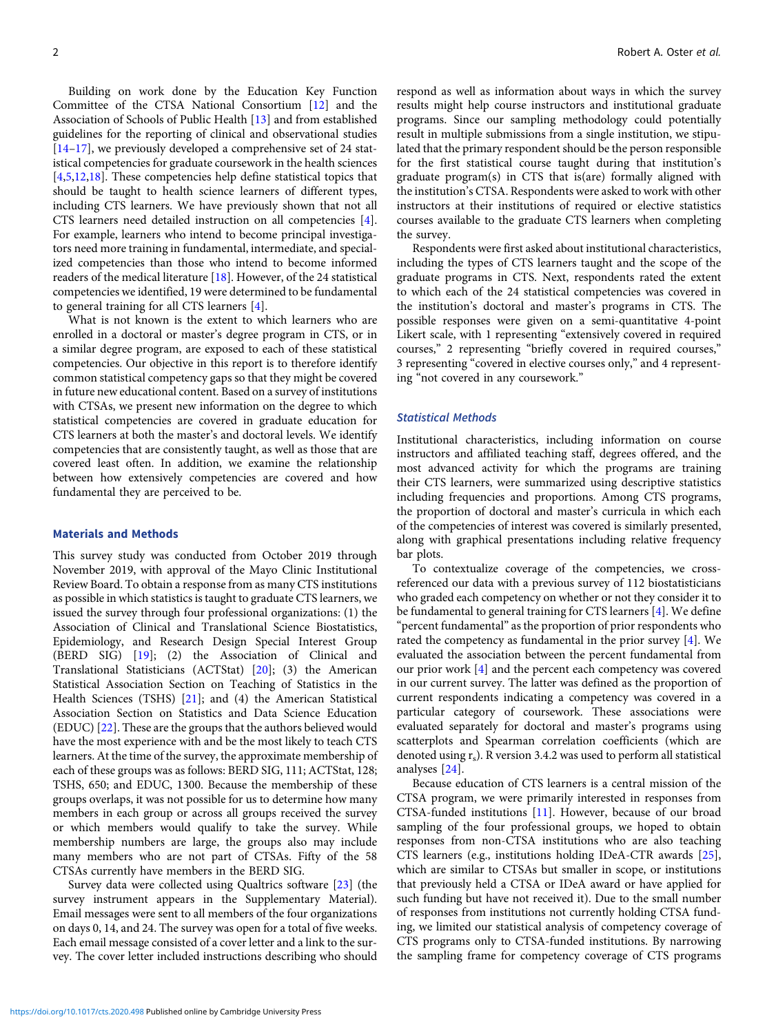Building on work done by the Education Key Function Committee of the CTSA National Consortium [12] and the Association of Schools of Public Health [13] and from established guidelines for the reporting of clinical and observational studies [14–17], we previously developed a comprehensive set of 24 statistical competencies for graduate coursework in the health sciences [4,5,12,18]. These competencies help define statistical topics that should be taught to health science learners of different types, including CTS learners. We have previously shown that not all CTS learners need detailed instruction on all competencies [4]. For example, learners who intend to become principal investigators need more training in fundamental, intermediate, and specialized competencies than those who intend to become informed readers of the medical literature [18]. However, of the 24 statistical competencies we identified, 19 were determined to be fundamental to general training for all CTS learners [4].

What is not known is the extent to which learners who are enrolled in a doctoral or master's degree program in CTS, or in a similar degree program, are exposed to each of these statistical competencies. Our objective in this report is to therefore identify common statistical competency gaps so that they might be covered in future new educational content. Based on a survey of institutions with CTSAs, we present new information on the degree to which statistical competencies are covered in graduate education for CTS learners at both the master's and doctoral levels. We identify competencies that are consistently taught, as well as those that are covered least often. In addition, we examine the relationship between how extensively competencies are covered and how fundamental they are perceived to be.

## Materials and Methods

This survey study was conducted from October 2019 through November 2019, with approval of the Mayo Clinic Institutional Review Board. To obtain a response from as many CTS institutions as possible in which statistics is taught to graduate CTS learners, we issued the survey through four professional organizations: (1) the Association of Clinical and Translational Science Biostatistics, Epidemiology, and Research Design Special Interest Group (BERD SIG) [19]; (2) the Association of Clinical and Translational Statisticians (ACTStat) [20]; (3) the American Statistical Association Section on Teaching of Statistics in the Health Sciences (TSHS) [21]; and (4) the American Statistical Association Section on Statistics and Data Science Education (EDUC) [22]. These are the groups that the authors believed would have the most experience with and be the most likely to teach CTS learners. At the time of the survey, the approximate membership of each of these groups was as follows: BERD SIG, 111; ACTStat, 128; TSHS, 650; and EDUC, 1300. Because the membership of these groups overlaps, it was not possible for us to determine how many members in each group or across all groups received the survey or which members would qualify to take the survey. While membership numbers are large, the groups also may include many members who are not part of CTSAs. Fifty of the 58 CTSAs currently have members in the BERD SIG.

Survey data were collected using Qualtrics software [23] (the survey instrument appears in the Supplementary Material). Email messages were sent to all members of the four organizations on days 0, 14, and 24. The survey was open for a total of five weeks. Each email message consisted of a cover letter and a link to the survey. The cover letter included instructions describing who should respond as well as information about ways in which the survey results might help course instructors and institutional graduate programs. Since our sampling methodology could potentially result in multiple submissions from a single institution, we stipulated that the primary respondent should be the person responsible for the first statistical course taught during that institution's graduate program(s) in CTS that is(are) formally aligned with the institution's CTSA. Respondents were asked to work with other instructors at their institutions of required or elective statistics courses available to the graduate CTS learners when completing the survey.

Respondents were first asked about institutional characteristics, including the types of CTS learners taught and the scope of the graduate programs in CTS. Next, respondents rated the extent to which each of the 24 statistical competencies was covered in the institution's doctoral and master's programs in CTS. The possible responses were given on a semi-quantitative 4-point Likert scale, with 1 representing "extensively covered in required courses," 2 representing "briefly covered in required courses," 3 representing "covered in elective courses only," and 4 representing "not covered in any coursework."

### Statistical Methods

Institutional characteristics, including information on course instructors and affiliated teaching staff, degrees offered, and the most advanced activity for which the programs are training their CTS learners, were summarized using descriptive statistics including frequencies and proportions. Among CTS programs, the proportion of doctoral and master's curricula in which each of the competencies of interest was covered is similarly presented, along with graphical presentations including relative frequency bar plots.

To contextualize coverage of the competencies, we cross-referenced our data with a previous survey of 112 biostatisticians who graded each competency on whether or not they consider it to be fundamental to general training for CTS learners [4]. We define "percent fundamental" as the proportion of prior respondents who rated the competency as fundamental in the prior survey [4]. We evaluated the association between the percent fundamental from our prior work [4] and the percent each competency was covered in our current survey. The latter was defined as the proportion of current respondents indicating a competency was covered in a particular category of coursework. These associations were evaluated separately for doctoral and master's programs using scatterplots and Spearman correlation coefficients (which are denoted using $r_s$). R version 3.4.2 was used to perform all statistical analyses [24].

Because education of CTS learners is a central mission of the CTSA program, we were primarily interested in responses from CTSA-funded institutions [11]. However, because of our broad sampling of the four professional groups, we hoped to obtain responses from non-CTSA institutions who are also teaching CTS learners (e.g., institutions holding IDeA-CTR awards [25], which are similar to CTSAs but smaller in scope, or institutions that previously held a CTSA or IDeA award or have applied for such funding but have not received it). Due to the small number of responses from institutions not currently holding CTSA funding, we limited our statistical analysis of competency coverage of CTS programs only to CTSA-funded institutions. By narrowing the sampling frame for competency coverage of CTS programs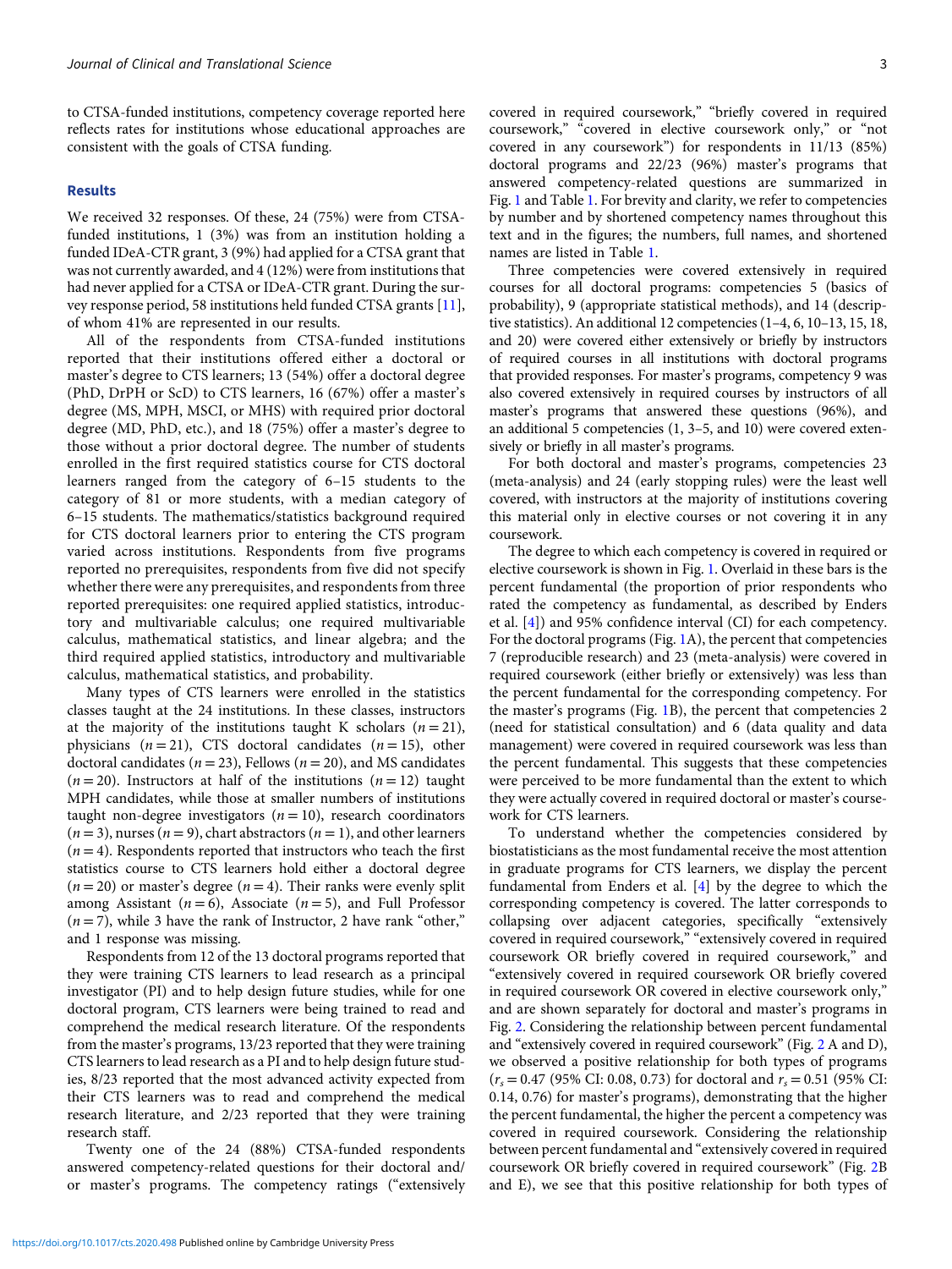to CTSA-funded institutions, competency coverage reported here reflects rates for institutions whose educational approaches are consistent with the goals of CTSA funding.

## Results

We received 32 responses. Of these, 24 (75%) were from CTSA-funded institutions, 1 (3%) was from an institution holding a funded IDeA-CTR grant, 3 (9%) had applied for a CTSA grant that was not currently awarded, and 4 (12%) were from institutions that had never applied for a CTSA or IDeA-CTR grant. During the survey response period, 58 institutions held funded CTSA grants [11], of whom 41% are represented in our results.

All of the respondents from CTSA-funded institutions reported that their institutions offered either a doctoral or master's degree to CTS learners; 13 (54%) offer a doctoral degree (PhD, DrPH or ScD) to CTS learners, 16 (67%) offer a master's degree (MS, MPH, MSCI, or MHS) with required prior doctoral degree (MD, PhD, etc.), and 18 (75%) offer a master's degree to those without a prior doctoral degree. The number of students enrolled in the first required statistics course for CTS doctoral learners ranged from the category of 6–15 students to the category of 81 or more students, with a median category of 6–15 students. The mathematics/statistics background required for CTS doctoral learners prior to entering the CTS program varied across institutions. Respondents from five programs reported no prerequisites, respondents from five did not specify whether there were any prerequisites, and respondents from three reported prerequisites: one required applied statistics, introductory and multivariable calculus; one required multivariable calculus, mathematical statistics, and linear algebra; and the third required applied statistics, introductory and multivariable calculus, mathematical statistics, and probability.

Many types of CTS learners were enrolled in the statistics classes taught at the 24 institutions. In these classes, instructors at the majority of the institutions taught K scholars ($n = 21$), physicians ($n = 21$), CTS doctoral candidates ($n = 15$), other doctoral candidates ($n = 23$), Fellows ($n = 20$), and MS candidates ($n = 20$). Instructors at half of the institutions ($n = 12$) taught MPH candidates, while those at smaller numbers of institutions taught non-degree investigators ($n = 10$), research coordinators ($n = 3$), nurses ($n = 9$), chart abstractors ($n = 1$), and other learners ($n = 4$). Respondents reported that instructors who teach the first statistics course to CTS learners hold either a doctoral degree ($n = 20$) or master's degree ($n = 4$). Their ranks were evenly split among Assistant ($n = 6$), Associate ($n = 5$), and Full Professor ($n = 7$), while 3 have the rank of Instructor, 2 have rank "other," and 1 response was missing.

Respondents from 12 of the 13 doctoral programs reported that they were training CTS learners to lead research as a principal investigator (PI) and to help design future studies, while for one doctoral program, CTS learners were being trained to read and comprehend the medical research literature. Of the respondents from the master's programs, 13/23 reported that they were training CTS learners to lead research as a PI and to help design future studies, 8/23 reported that the most advanced activity expected from their CTS learners was to read and comprehend the medical research literature, and 2/23 reported that they were training research staff.

Twenty one of the 24 (88%) CTSA-funded respondents answered competency-related questions for their doctoral and/or master's programs. The competency ratings ("extensively covered in required coursework," "briefly covered in required coursework," "covered in elective coursework only," or "not covered in any coursework") for respondents in 11/13 (85%) doctoral programs and 22/23 (96%) master's programs that answered competency-related questions are summarized in Fig. 1 and Table 1. For brevity and clarity, we refer to competencies by number and by shortened competency names throughout this text and in the figures; the numbers, full names, and shortened names are listed in Table 1.

Three competencies were covered extensively in required courses for all doctoral programs: competencies 5 (basics of probability), 9 (appropriate statistical methods), and 14 (descriptive statistics). An additional 12 competencies (1–4, 6, 10–13, 15, 18, and 20) were covered either extensively or briefly by instructors of required courses in all institutions with doctoral programs that provided responses. For master's programs, competency 9 was also covered extensively in required courses by instructors of all master's programs that answered these questions (96%), and an additional 5 competencies (1, 3–5, and 10) were covered extensively or briefly in all master's programs.

For both doctoral and master's programs, competencies 23 (meta-analysis) and 24 (early stopping rules) were the least well covered, with instructors at the majority of institutions covering this material only in elective courses or not covering it in any coursework.

The degree to which each competency is covered in required or elective coursework is shown in Fig. 1. Overlaid in these bars is the percent fundamental (the proportion of prior respondents who rated the competency as fundamental, as described by Enders et al. [4]) and 95% confidence interval (CI) for each competency. For the doctoral programs (Fig. 1A), the percent that competencies 7 (reproducible research) and 23 (meta-analysis) were covered in required coursework (either briefly or extensively) was less than the percent fundamental for the corresponding competency. For the master's programs (Fig. 1B), the percent that competencies 2 (need for statistical consultation) and 6 (data quality and data management) were covered in required coursework was less than the percent fundamental. This suggests that these competencies were perceived to be more fundamental than the extent to which they were actually covered in required doctoral or master's coursework for CTS learners.

To understand whether the competencies considered by biostatisticians as the most fundamental receive the most attention in graduate programs for CTS learners, we display the percent fundamental from Enders et al. [4] by the degree to which the corresponding competency is covered. The latter corresponds to collapsing over adjacent categories, specifically "extensively covered in required coursework," "extensively covered in required coursework OR briefly covered in required coursework," and "extensively covered in required coursework OR briefly covered in required coursework OR covered in elective coursework only," and are shown separately for doctoral and master's programs in Fig. 2. Considering the relationship between percent fundamental and "extensively covered in required coursework" (Fig. 2 A and D), we observed a positive relationship for both types of programs ($r_s = 0.47$ (95% CI: 0.08, 0.73) for doctoral and $r_s = 0.51$ (95% CI: 0.14, 0.76) for master's programs), demonstrating that the higher the percent fundamental, the higher the percent a competency was covered in required coursework. Considering the relationship between percent fundamental and "extensively covered in required coursework OR briefly covered in required coursework" (Fig. 2B and E), we see that this positive relationship for both types of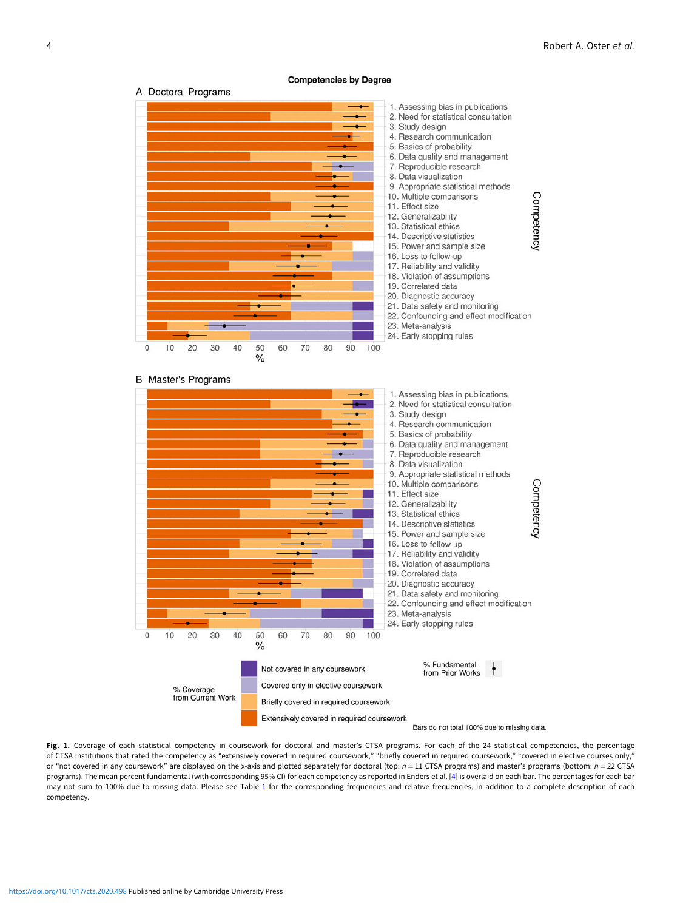**Competencies by Degree**

A Doctoral Programs

B Master's Programs

**Fig. 1.** Coverage of each statistical competency in coursework for doctoral and master's CTSA programs. For each of the 24 statistical competencies, the percentage of CTSA institutions that rated the competency as "extensively covered in required coursework," "briefly covered in required coursework," "covered in elective courses only," or "not covered in any coursework" are displayed on the x-axis and plotted separately for doctoral (top: $n = 11$ CTSA programs) and master's programs (bottom: $n = 22$ CTSA programs). The mean percent fundamental (with corresponding 95% CI) for each competency as reported in Enders et al. [4] is overlaid on each bar. The percentages for each bar may not sum to 100% due to missing data. Please see Table 1 for the corresponding frequencies and relative frequencies, in addition to a complete description of each competency.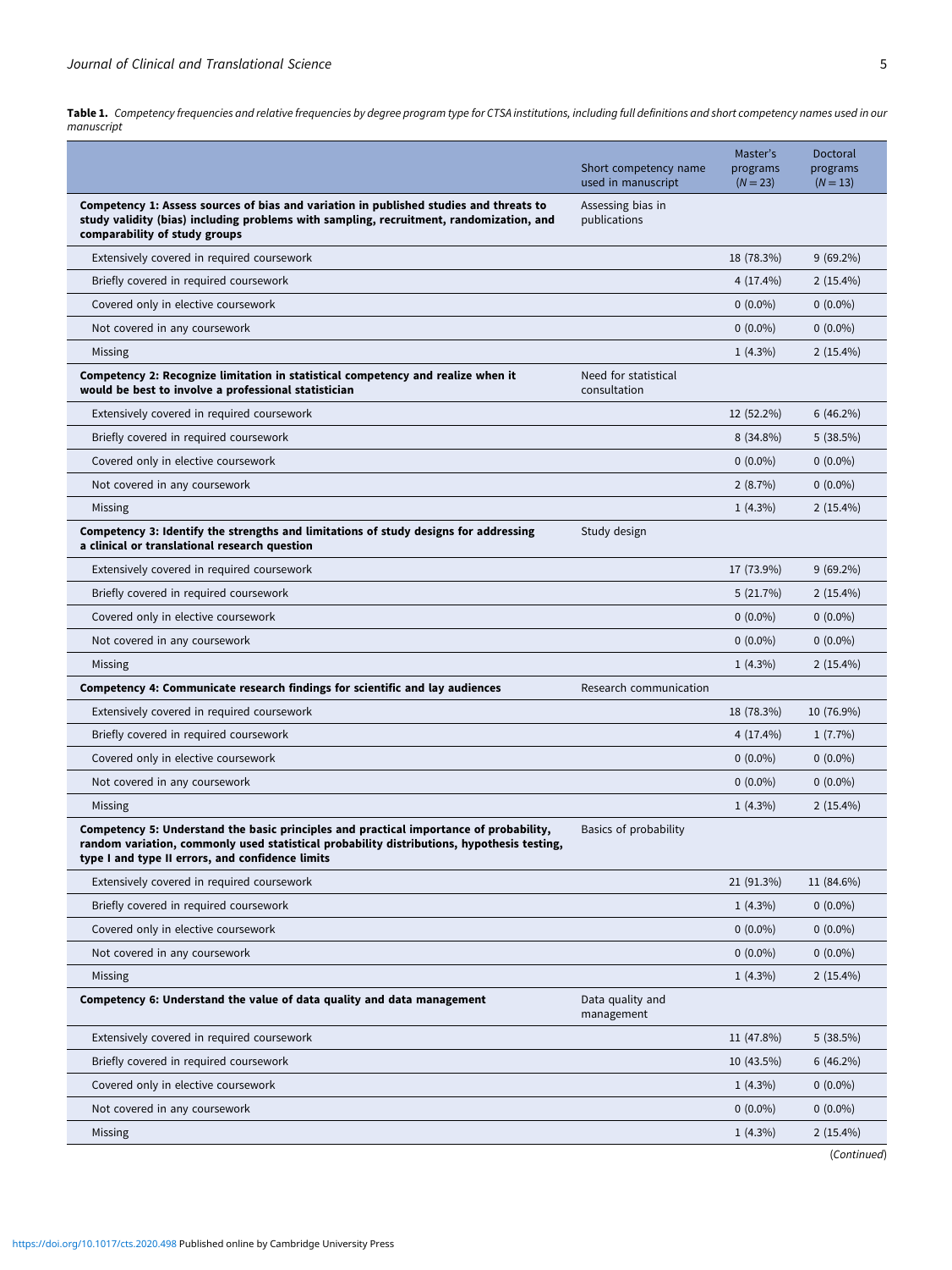**Table 1.** *Competency frequencies and relative frequencies by degree program type for CTSA institutions, including full definitions and short competency names used in our manuscript*

| | Short competency name used in manuscript | Master's programs ($N = 23$) | Doctoral programs ($N = 13$) |
|---|---|---|---|
| **Competency 1: Assess sources of bias and variation in published studies and threats to study validity (bias) including problems with sampling, recruitment, randomization, and comparability of study groups** | Assessing bias in publications | | |
| Extensively covered in required coursework | | 18 (78.3%) | 9 (69.2%) |
| Briefly covered in required coursework | | 4 (17.4%) | 2 (15.4%) |
| Covered only in elective coursework | | 0 (0.0%) | 0 (0.0%) |
| Not covered in any coursework | | 0 (0.0%) | 0 (0.0%) |
| Missing | | 1 (4.3%) | 2 (15.4%) |
| **Competency 2: Recognize limitation in statistical competency and realize when it would be best to involve a professional statistician** | Need for statistical consultation | | |
| Extensively covered in required coursework | | 12 (52.2%) | 6 (46.2%) |
| Briefly covered in required coursework | | 8 (34.8%) | 5 (38.5%) |
| Covered only in elective coursework | | 0 (0.0%) | 0 (0.0%) |
| Not covered in any coursework | | 2 (8.7%) | 0 (0.0%) |
| Missing | | 1 (4.3%) | 2 (15.4%) |
| **Competency 3: Identify the strengths and limitations of study designs for addressing a clinical or translational research question** | Study design | | |
| Extensively covered in required coursework | | 17 (73.9%) | 9 (69.2%) |
| Briefly covered in required coursework | | 5 (21.7%) | 2 (15.4%) |
| Covered only in elective coursework | | 0 (0.0%) | 0 (0.0%) |
| Not covered in any coursework | | 0 (0.0%) | 0 (0.0%) |
| Missing | | 1 (4.3%) | 2 (15.4%) |
| **Competency 4: Communicate research findings for scientific and lay audiences** | Research communication | | |
| Extensively covered in required coursework | | 18 (78.3%) | 10 (76.9%) |
| Briefly covered in required coursework | | 4 (17.4%) | 1 (7.7%) |
| Covered only in elective coursework | | 0 (0.0%) | 0 (0.0%) |
| Not covered in any coursework | | 0 (0.0%) | 0 (0.0%) |
| Missing | | 1 (4.3%) | 2 (15.4%) |
| **Competency 5: Understand the basic principles and practical importance of probability, random variation, commonly used statistical probability distributions, hypothesis testing, type I and type II errors, and confidence limits** | Basics of probability | | |
| Extensively covered in required coursework | | 21 (91.3%) | 11 (84.6%) |
| Briefly covered in required coursework | | 1 (4.3%) | 0 (0.0%) |
| Covered only in elective coursework | | 0 (0.0%) | 0 (0.0%) |
| Not covered in any coursework | | 0 (0.0%) | 0 (0.0%) |
| Missing | | 1 (4.3%) | 2 (15.4%) |
| **Competency 6: Understand the value of data quality and data management** | Data quality and management | | |
| Extensively covered in required coursework | | 11 (47.8%) | 5 (38.5%) |
| Briefly covered in required coursework | | 10 (43.5%) | 6 (46.2%) |
| Covered only in elective coursework | | 1 (4.3%) | 0 (0.0%) |
| Not covered in any coursework | | 0 (0.0%) | 0 (0.0%) |
| Missing | | 1 (4.3%) | 2 (15.4%) |

(*Continued*)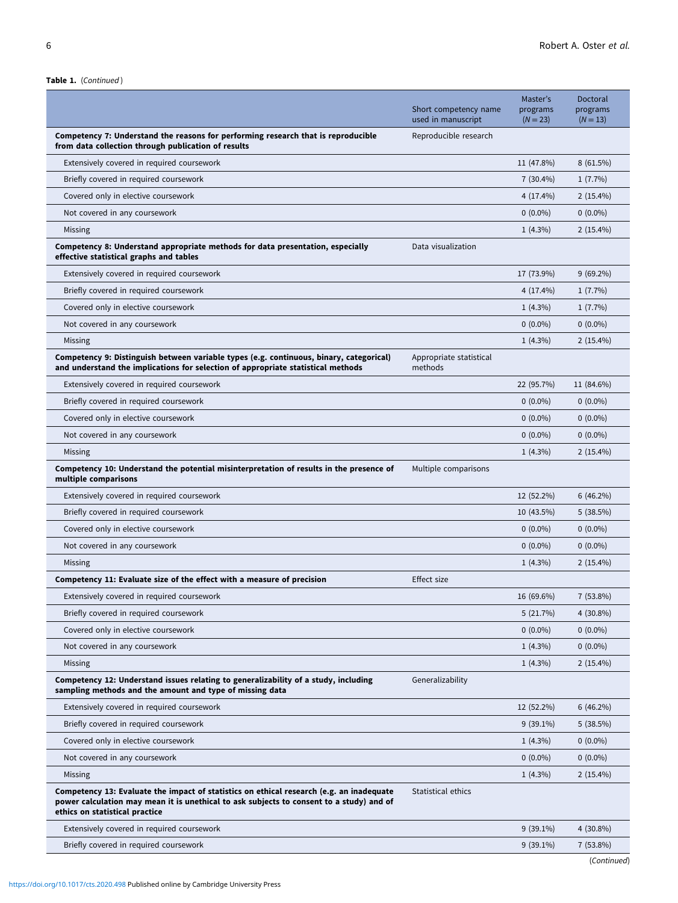**Table 1.** (*Continued*)

| | Short competency name used in manuscript | Master's programs ($N = 23$) | Doctoral programs ($N = 13$) |
|---|---|---|---|
| **Competency 7: Understand the reasons for performing research that is reproducible from data collection through publication of results** | Reproducible research | | |
| Extensively covered in required coursework | | 11 (47.8%) | 8 (61.5%) |
| Briefly covered in required coursework | | 7 (30.4%) | 1 (7.7%) |
| Covered only in elective coursework | | 4 (17.4%) | 2 (15.4%) |
| Not covered in any coursework | | 0 (0.0%) | 0 (0.0%) |
| Missing | | 1 (4.3%) | 2 (15.4%) |
| **Competency 8: Understand appropriate methods for data presentation, especially effective statistical graphs and tables** | Data visualization | | |
| Extensively covered in required coursework | | 17 (73.9%) | 9 (69.2%) |
| Briefly covered in required coursework | | 4 (17.4%) | 1 (7.7%) |
| Covered only in elective coursework | | 1 (4.3%) | 1 (7.7%) |
| Not covered in any coursework | | 0 (0.0%) | 0 (0.0%) |
| Missing | | 1 (4.3%) | 2 (15.4%) |
| **Competency 9: Distinguish between variable types (e.g. continuous, binary, categorical) and understand the implications for selection of appropriate statistical methods** | Appropriate statistical methods | | |
| Extensively covered in required coursework | | 22 (95.7%) | 11 (84.6%) |
| Briefly covered in required coursework | | 0 (0.0%) | 0 (0.0%) |
| Covered only in elective coursework | | 0 (0.0%) | 0 (0.0%) |
| Not covered in any coursework | | 0 (0.0%) | 0 (0.0%) |
| Missing | | 1 (4.3%) | 2 (15.4%) |
| **Competency 10: Understand the potential misinterpretation of results in the presence of multiple comparisons** | Multiple comparisons | | |
| Extensively covered in required coursework | | 12 (52.2%) | 6 (46.2%) |
| Briefly covered in required coursework | | 10 (43.5%) | 5 (38.5%) |
| Covered only in elective coursework | | 0 (0.0%) | 0 (0.0%) |
| Not covered in any coursework | | 0 (0.0%) | 0 (0.0%) |
| Missing | | 1 (4.3%) | 2 (15.4%) |
| **Competency 11: Evaluate size of the effect with a measure of precision** | Effect size | | |
| Extensively covered in required coursework | | 16 (69.6%) | 7 (53.8%) |
| Briefly covered in required coursework | | 5 (21.7%) | 4 (30.8%) |
| Covered only in elective coursework | | 0 (0.0%) | 0 (0.0%) |
| Not covered in any coursework | | 1 (4.3%) | 0 (0.0%) |
| Missing | | 1 (4.3%) | 2 (15.4%) |
| **Competency 12: Understand issues relating to generalizability of a study, including sampling methods and the amount and type of missing data** | Generalizability | | |
| Extensively covered in required coursework | | 12 (52.2%) | 6 (46.2%) |
| Briefly covered in required coursework | | 9 (39.1%) | 5 (38.5%) |
| Covered only in elective coursework | | 1 (4.3%) | 0 (0.0%) |
| Not covered in any coursework | | 0 (0.0%) | 0 (0.0%) |
| Missing | | 1 (4.3%) | 2 (15.4%) |
| **Competency 13: Evaluate the impact of statistics on ethical research (e.g. an inadequate power calculation may mean it is unethical to ask subjects to consent to a study) and of ethics on statistical practice** | Statistical ethics | | |
| Extensively covered in required coursework | | 9 (39.1%) | 4 (30.8%) |
| Briefly covered in required coursework | | 9 (39.1%) | 7 (53.8%) |

(*Continued*)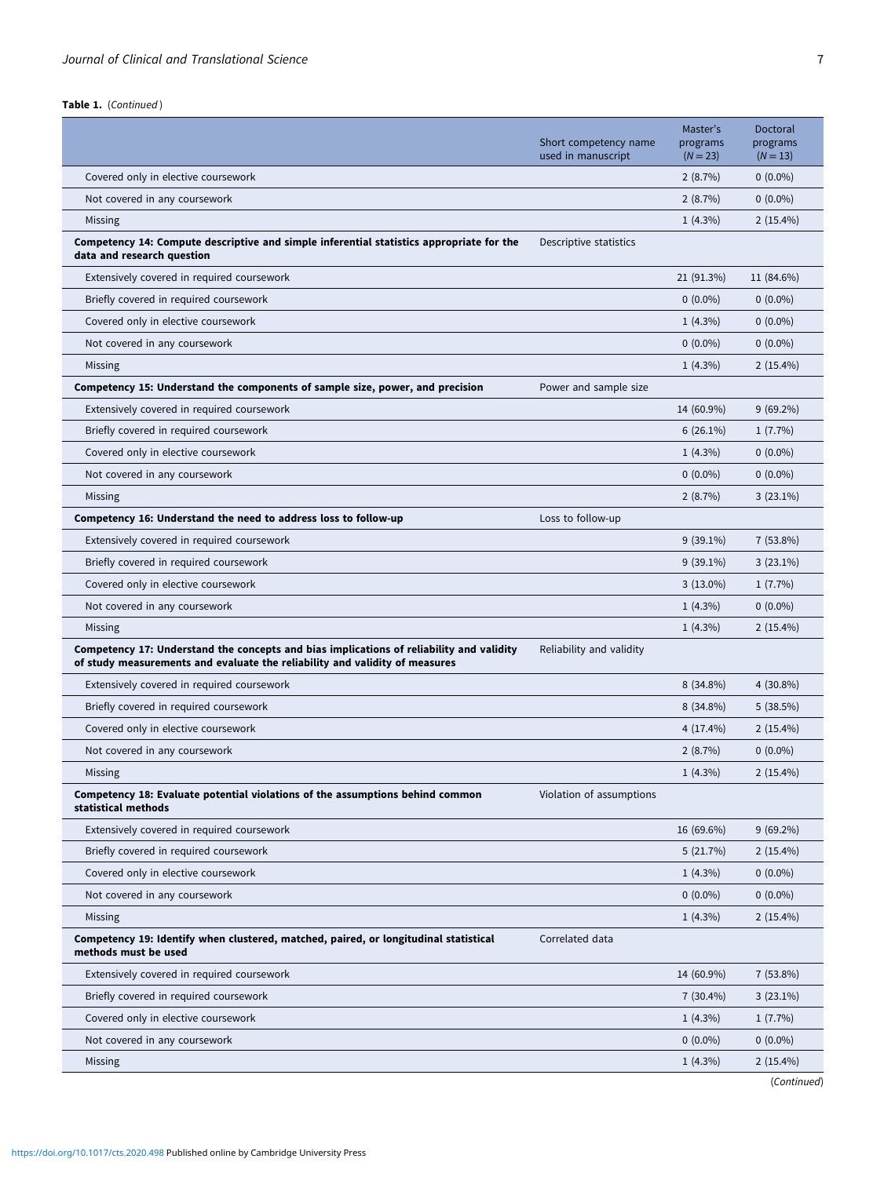**Table 1.** (*Continued*)

| | Short competency name used in manuscript | Master's programs ($N = 23$) | Doctoral programs ($N = 13$) |
|---|---|---|---|
| Covered only in elective coursework | | 2 (8.7%) | 0 (0.0%) |
| Not covered in any coursework | | 2 (8.7%) | 0 (0.0%) |
| Missing | | 1 (4.3%) | 2 (15.4%) |
| **Competency 14: Compute descriptive and simple inferential statistics appropriate for the data and research question** | Descriptive statistics | | |
| Extensively covered in required coursework | | 21 (91.3%) | 11 (84.6%) |
| Briefly covered in required coursework | | 0 (0.0%) | 0 (0.0%) |
| Covered only in elective coursework | | 1 (4.3%) | 0 (0.0%) |
| Not covered in any coursework | | 0 (0.0%) | 0 (0.0%) |
| Missing | | 1 (4.3%) | 2 (15.4%) |
| **Competency 15: Understand the components of sample size, power, and precision** | Power and sample size | | |
| Extensively covered in required coursework | | 14 (60.9%) | 9 (69.2%) |
| Briefly covered in required coursework | | 6 (26.1%) | 1 (7.7%) |
| Covered only in elective coursework | | 1 (4.3%) | 0 (0.0%) |
| Not covered in any coursework | | 0 (0.0%) | 0 (0.0%) |
| Missing | | 2 (8.7%) | 3 (23.1%) |
| **Competency 16: Understand the need to address loss to follow-up** | Loss to follow-up | | |
| Extensively covered in required coursework | | 9 (39.1%) | 7 (53.8%) |
| Briefly covered in required coursework | | 9 (39.1%) | 3 (23.1%) |
| Covered only in elective coursework | | 3 (13.0%) | 1 (7.7%) |
| Not covered in any coursework | | 1 (4.3%) | 0 (0.0%) |
| Missing | | 1 (4.3%) | 2 (15.4%) |
| **Competency 17: Understand the concepts and bias implications of reliability and validity of study measurements and evaluate the reliability and validity of measures** | Reliability and validity | | |
| Extensively covered in required coursework | | 8 (34.8%) | 4 (30.8%) |
| Briefly covered in required coursework | | 8 (34.8%) | 5 (38.5%) |
| Covered only in elective coursework | | 4 (17.4%) | 2 (15.4%) |
| Not covered in any coursework | | 2 (8.7%) | 0 (0.0%) |
| Missing | | 1 (4.3%) | 2 (15.4%) |
| **Competency 18: Evaluate potential violations of the assumptions behind common statistical methods** | Violation of assumptions | | |
| Extensively covered in required coursework | | 16 (69.6%) | 9 (69.2%) |
| Briefly covered in required coursework | | 5 (21.7%) | 2 (15.4%) |
| Covered only in elective coursework | | 1 (4.3%) | 0 (0.0%) |
| Not covered in any coursework | | 0 (0.0%) | 0 (0.0%) |
| Missing | | 1 (4.3%) | 2 (15.4%) |
| **Competency 19: Identify when clustered, matched, paired, or longitudinal statistical methods must be used** | Correlated data | | |
| Extensively covered in required coursework | | 14 (60.9%) | 7 (53.8%) |
| Briefly covered in required coursework | | 7 (30.4%) | 3 (23.1%) |
| Covered only in elective coursework | | 1 (4.3%) | 1 (7.7%) |
| Not covered in any coursework | | 0 (0.0%) | 0 (0.0%) |
| Missing | | 1 (4.3%) | 2 (15.4%) |

(*Continued*)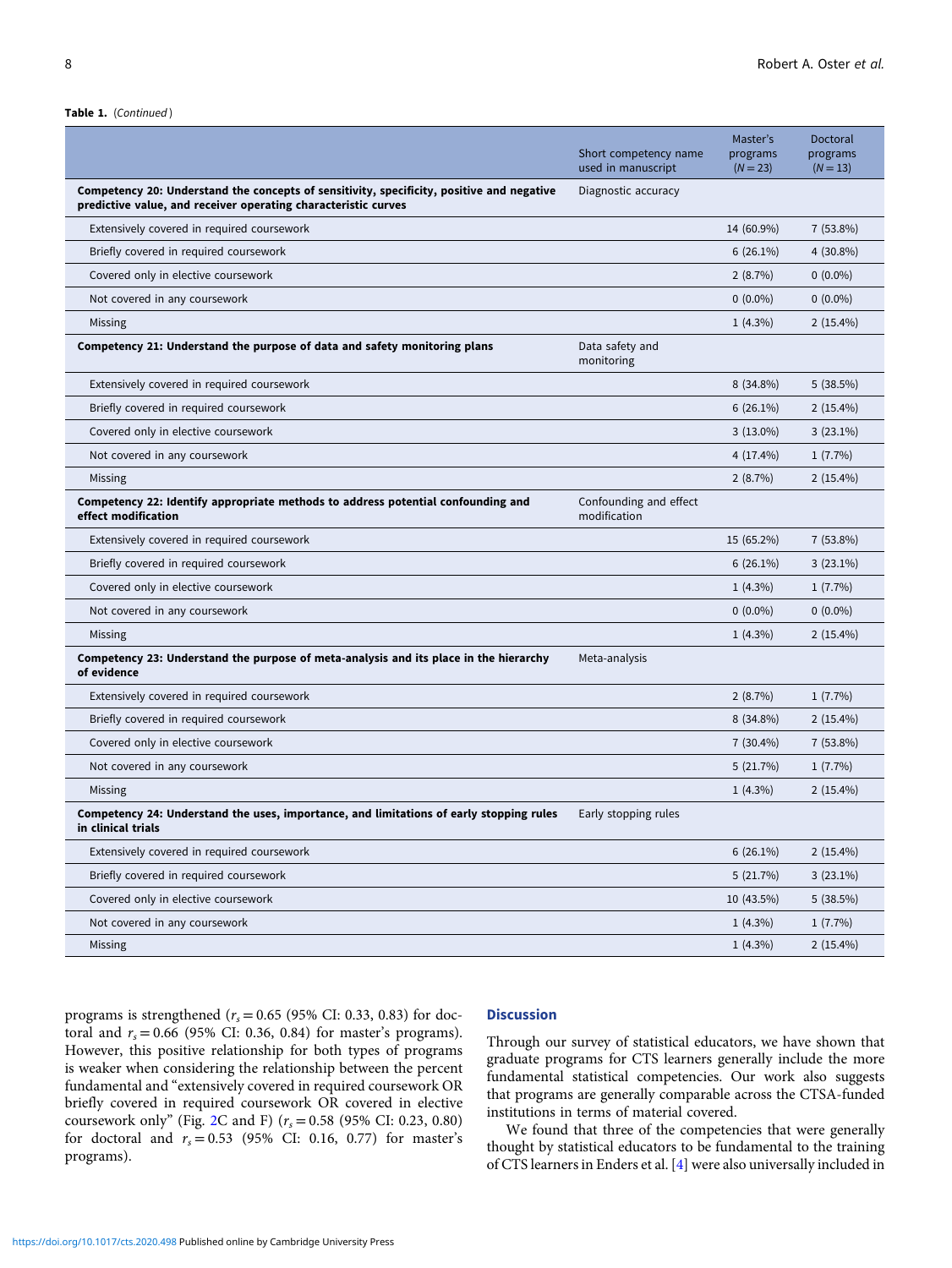**Table 1.** (*Continued*)

| | Short competency name used in manuscript | Master's programs ($N = 23$) | Doctoral programs ($N = 13$) |
|---|---|---|---|
| **Competency 20: Understand the concepts of sensitivity, specificity, positive and negative predictive value, and receiver operating characteristic curves** | Diagnostic accuracy | | |
| Extensively covered in required coursework | | 14 (60.9%) | 7 (53.8%) |
| Briefly covered in required coursework | | 6 (26.1%) | 4 (30.8%) |
| Covered only in elective coursework | | 2 (8.7%) | 0 (0.0%) |
| Not covered in any coursework | | 0 (0.0%) | 0 (0.0%) |
| Missing | | 1 (4.3%) | 2 (15.4%) |
| **Competency 21: Understand the purpose of data and safety monitoring plans** | Data safety and monitoring | | |
| Extensively covered in required coursework | | 8 (34.8%) | 5 (38.5%) |
| Briefly covered in required coursework | | 6 (26.1%) | 2 (15.4%) |
| Covered only in elective coursework | | 3 (13.0%) | 3 (23.1%) |
| Not covered in any coursework | | 4 (17.4%) | 1 (7.7%) |
| Missing | | 2 (8.7%) | 2 (15.4%) |
| **Competency 22: Identify appropriate methods to address potential confounding and effect modification** | Confounding and effect modification | | |
| Extensively covered in required coursework | | 15 (65.2%) | 7 (53.8%) |
| Briefly covered in required coursework | | 6 (26.1%) | 3 (23.1%) |
| Covered only in elective coursework | | 1 (4.3%) | 1 (7.7%) |
| Not covered in any coursework | | 0 (0.0%) | 0 (0.0%) |
| Missing | | 1 (4.3%) | 2 (15.4%) |
| **Competency 23: Understand the purpose of meta-analysis and its place in the hierarchy of evidence** | Meta-analysis | | |
| Extensively covered in required coursework | | 2 (8.7%) | 1 (7.7%) |
| Briefly covered in required coursework | | 8 (34.8%) | 2 (15.4%) |
| Covered only in elective coursework | | 7 (30.4%) | 7 (53.8%) |
| Not covered in any coursework | | 5 (21.7%) | 1 (7.7%) |
| Missing | | 1 (4.3%) | 2 (15.4%) |
| **Competency 24: Understand the uses, importance, and limitations of early stopping rules in clinical trials** | Early stopping rules | | |
| Extensively covered in required coursework | | 6 (26.1%) | 2 (15.4%) |
| Briefly covered in required coursework | | 5 (21.7%) | 3 (23.1%) |
| Covered only in elective coursework | | 10 (43.5%) | 5 (38.5%) |
| Not covered in any coursework | | 1 (4.3%) | 1 (7.7%) |
| Missing | | 1 (4.3%) | 2 (15.4%) |

programs is strengthened ($r_s = 0.65$ (95% CI: 0.33, 0.83) for doctoral and $r_s = 0.66$ (95% CI: 0.36, 0.84) for master's programs). However, this positive relationship for both types of programs is weaker when considering the relationship between the percent fundamental and "extensively covered in required coursework OR briefly covered in required coursework OR covered in elective coursework only" (Fig. 2C and F) ($r_s = 0.58$ (95% CI: 0.23, 0.80) for doctoral and $r_s = 0.53$ (95% CI: 0.16, 0.77) for master's programs).

## Discussion

Through our survey of statistical educators, we have shown that graduate programs for CTS learners generally include the more fundamental statistical competencies. Our work also suggests that programs are generally comparable across the CTSA-funded institutions in terms of material covered.

We found that three of the competencies that were generally thought by statistical educators to be fundamental to the training of CTS learners in Enders et al. [4] were also universally included in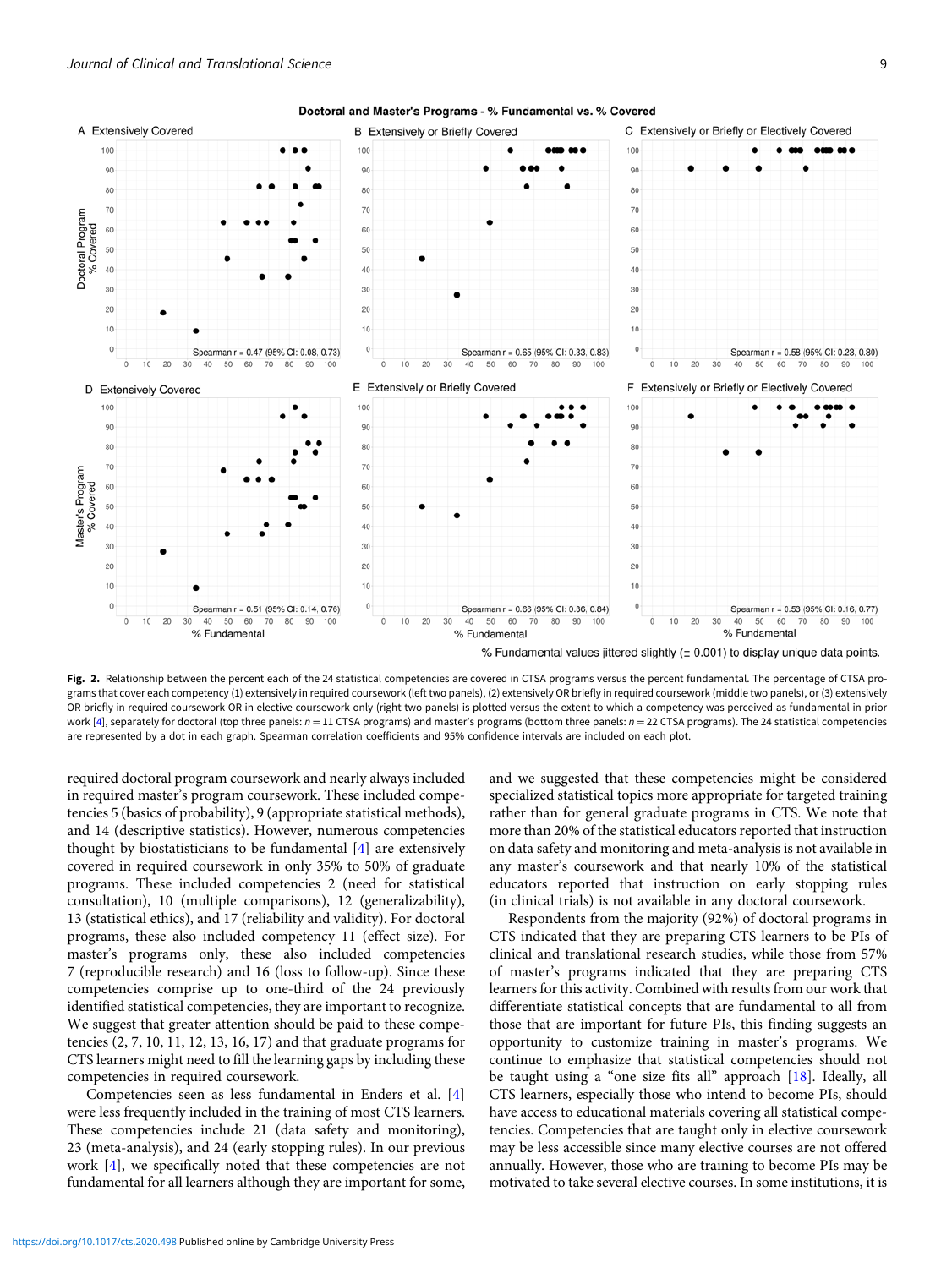**Fig. 2.** Relationship between the percent each of the 24 statistical competencies are covered in CTSA programs versus the percent fundamental. The percentage of CTSA programs that cover each competency (1) extensively in required coursework (left two panels), (2) extensively OR briefly in required coursework (middle two panels), or (3) extensively OR briefly in required coursework OR in elective coursework only (right two panels) is plotted versus the extent to which a competency was perceived as fundamental in prior work [4], separately for doctoral (top three panels: $n = 11$ CTSA programs) and master's programs (bottom three panels: $n = 22$ CTSA programs). The 24 statistical competencies are represented by a dot in each graph. Spearman correlation coefficients and 95% confidence intervals are included on each plot.

required doctoral program coursework and nearly always included in required master's program coursework. These included competencies 5 (basics of probability), 9 (appropriate statistical methods), and 14 (descriptive statistics). However, numerous competencies thought by biostatisticians to be fundamental [4] are extensively covered in required coursework in only 35% to 50% of graduate programs. These included competencies 2 (need for statistical consultation), 10 (multiple comparisons), 12 (generalizability), 13 (statistical ethics), and 17 (reliability and validity). For doctoral programs, these also included competency 11 (effect size). For master's programs only, these also included competencies 7 (reproducible research) and 16 (loss to follow-up). Since these competencies comprise up to one-third of the 24 previously identified statistical competencies, they are important to recognize. We suggest that greater attention should be paid to these competencies (2, 7, 10, 11, 12, 13, 16, 17) and that graduate programs for CTS learners might need to fill the learning gaps by including these competencies in required coursework.

Competencies seen as less fundamental in Enders et al. [4] were less frequently included in the training of most CTS learners. These competencies include 21 (data safety and monitoring), 23 (meta-analysis), and 24 (early stopping rules). In our previous work [4], we specifically noted that these competencies are not fundamental for all learners although they are important for some, and we suggested that these competencies might be considered specialized statistical topics more appropriate for targeted training rather than for general graduate programs in CTS. We note that more than 20% of the statistical educators reported that instruction on data safety and monitoring and meta-analysis is not available in any master's coursework and that nearly 10% of the statistical educators reported that instruction on early stopping rules (in clinical trials) is not available in any doctoral coursework.

Respondents from the majority (92%) of doctoral programs in CTS indicated that they are preparing CTS learners to be PIs of clinical and translational research studies, while those from 57% of master's programs indicated that they are preparing CTS learners for this activity. Combined with results from our work that differentiate statistical concepts that are fundamental to all from those that are important for future PIs, this finding suggests an opportunity to customize training in master's programs. We continue to emphasize that statistical competencies should not be taught using a "one size fits all" approach [18]. Ideally, all CTS learners, especially those who intend to become PIs, should have access to educational materials covering all statistical competencies. Competencies that are taught only in elective coursework may be less accessible since many elective courses are not offered annually. However, those who are training to become PIs may be motivated to take several elective courses. In some institutions, it is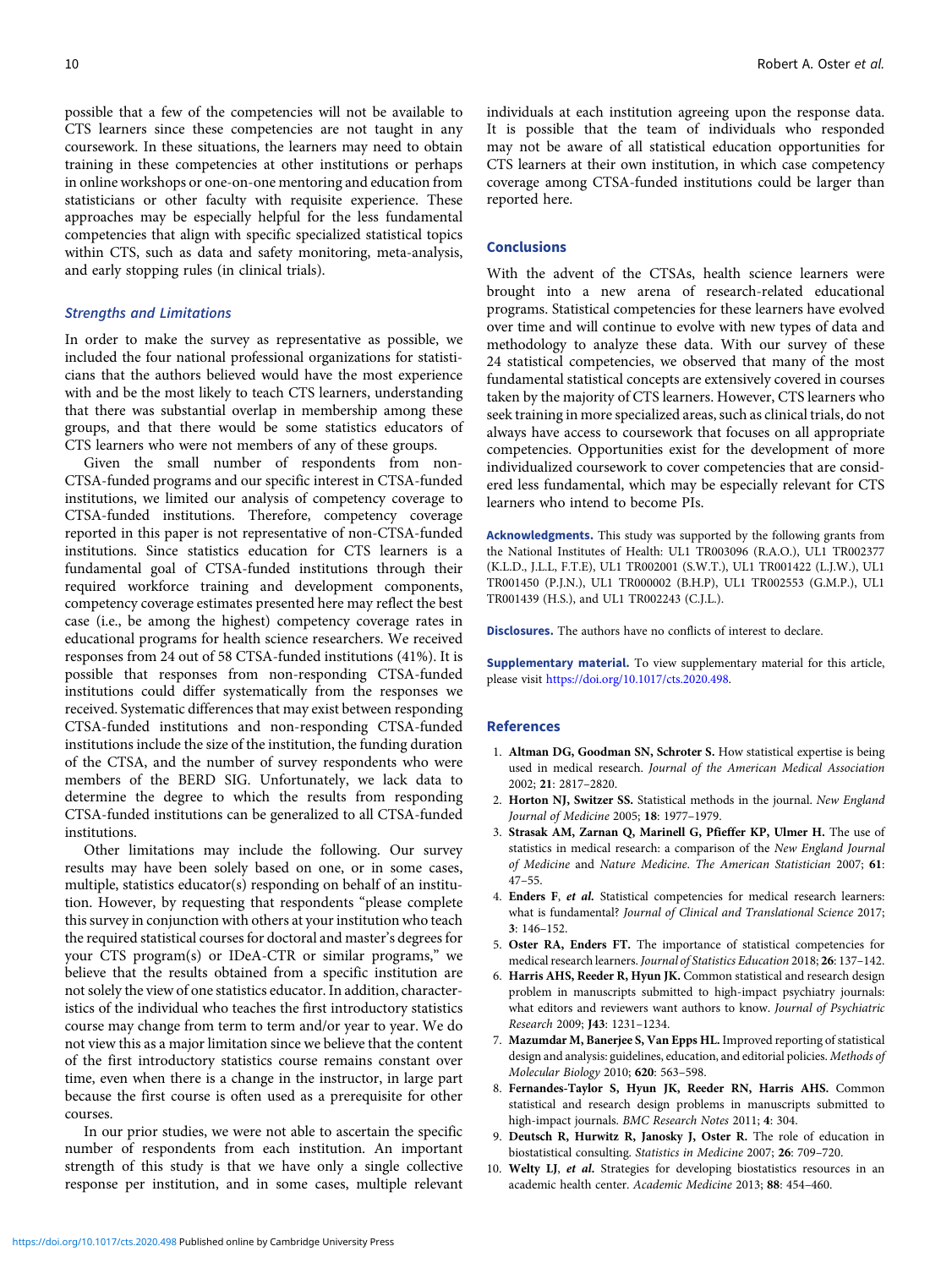possible that a few of the competencies will not be available to CTS learners since these competencies are not taught in any coursework. In these situations, the learners may need to obtain training in these competencies at other institutions or perhaps in online workshops or one-on-one mentoring and education from statisticians or other faculty with requisite experience. These approaches may be especially helpful for the less fundamental competencies that align with specific specialized statistical topics within CTS, such as data and safety monitoring, meta-analysis, and early stopping rules (in clinical trials).

### Strengths and Limitations

In order to make the survey as representative as possible, we included the four national professional organizations for statisticians that the authors believed would have the most experience with and be the most likely to teach CTS learners, understanding that there was substantial overlap in membership among these groups, and that there would be some statistics educators of CTS learners who were not members of any of these groups.

Given the small number of respondents from non-CTSA-funded programs and our specific interest in CTSA-funded institutions, we limited our analysis of competency coverage to CTSA-funded institutions. Therefore, competency coverage reported in this paper is not representative of non-CTSA-funded institutions. Since statistics education for CTS learners is a fundamental goal of CTSA-funded institutions through their required workforce training and development components, competency coverage estimates presented here may reflect the best case (i.e., be among the highest) competency coverage rates in educational programs for health science researchers. We received responses from 24 out of 58 CTSA-funded institutions (41%). It is possible that responses from non-responding CTSA-funded institutions could differ systematically from the responses we received. Systematic differences that may exist between responding CTSA-funded institutions and non-responding CTSA-funded institutions include the size of the institution, the funding duration of the CTSA, and the number of survey respondents who were members of the BERD SIG. Unfortunately, we lack data to determine the degree to which the results from responding CTSA-funded institutions can be generalized to all CTSA-funded institutions.

Other limitations may include the following. Our survey results may have been solely based on one, or in some cases, multiple, statistics educator(s) responding on behalf of an institution. However, by requesting that respondents "please complete this survey in conjunction with others at your institution who teach the required statistical courses for doctoral and master's degrees for your CTS program(s) or IDeA-CTR or similar programs," we believe that the results obtained from a specific institution are not solely the view of one statistics educator. In addition, characteristics of the individual who teaches the first introductory statistics course may change from term to term and/or year to year. We do not view this as a major limitation since we believe that the content of the first introductory statistics course remains constant over time, even when there is a change in the instructor, in large part because the first course is often used as a prerequisite for other courses.

In our prior studies, we were not able to ascertain the specific number of respondents from each institution. An important strength of this study is that we have only a single collective response per institution, and in some cases, multiple relevant individuals at each institution agreeing upon the response data. It is possible that the team of individuals who responded may not be aware of all statistical education opportunities for CTS learners at their own institution, in which case competency coverage among CTSA-funded institutions could be larger than reported here.

## Conclusions

With the advent of the CTSAs, health science learners were brought into a new arena of research-related educational programs. Statistical competencies for these learners have evolved over time and will continue to evolve with new types of data and methodology to analyze these data. With our survey of these 24 statistical competencies, we observed that many of the most fundamental statistical concepts are extensively covered in courses taken by the majority of CTS learners. However, CTS learners who seek training in more specialized areas, such as clinical trials, do not always have access to coursework that focuses on all appropriate competencies. Opportunities exist for the development of more individualized coursework to cover competencies that are considered less fundamental, which may be especially relevant for CTS learners who intend to become PIs.

**Acknowledgments.** This study was supported by the following grants from the National Institutes of Health: UL1 TR003096 (R.A.O.), UL1 TR002377 (K.L.D., J.L.L, F.T.E), UL1 TR002001 (S.W.T.), UL1 TR001422 (L.J.W.), UL1 TR001450 (P.J.N.), UL1 TR000002 (B.H.P), UL1 TR002553 (G.M.P.), UL1 TR001439 (H.S.), and UL1 TR002243 (C.J.L.).

**Disclosures.** The authors have no conflicts of interest to declare.

**Supplementary material.** To view supplementary material for this article, please visit https://doi.org/10.1017/cts.2020.498.

## References

1. **Altman DG, Goodman SN, Schroter S.** How statistical expertise is being used in medical research. *Journal of the American Medical Association* 2002; **21**: 2817–2820.
2. **Horton NJ, Switzer SS.** Statistical methods in the journal. *New England Journal of Medicine* 2005; **18**: 1977–1979.
3. **Strasak AM, Zarnan Q, Marinell G, Pfieffer KP, Ulmer H.** The use of statistics in medical research: a comparison of the *New England Journal of Medicine* and *Nature Medicine*. *The American Statistician* 2007; **61**: 47–55.
4. **Enders F, *et al.*** Statistical competencies for medical research learners: what is fundamental? *Journal of Clinical and Translational Science* 2017; **3**: 146–152.
5. **Oster RA, Enders FT.** The importance of statistical competencies for medical research learners. *Journal of Statistics Education* 2018; **26**: 137–142.
6. **Harris AHS, Reeder R, Hyun JK.** Common statistical and research design problem in manuscripts submitted to high-impact psychiatry journals: what editors and reviewers want authors to know. *Journal of Psychiatric Research* 2009; **J43**: 1231–1234.
7. **Mazumdar M, Banerjee S, Van Epps HL.** Improved reporting of statistical design and analysis: guidelines, education, and editorial policies. *Methods of Molecular Biology* 2010; **620**: 563–598.
8. **Fernandes-Taylor S, Hyun JK, Reeder RN, Harris AHS.** Common statistical and research design problems in manuscripts submitted to high-impact journals. *BMC Research Notes* 2011; **4**: 304.
9. **Deutsch R, Hurwitz R, Janosky J, Oster R.** The role of education in biostatistical consulting. *Statistics in Medicine* 2007; **26**: 709–720.
10. **Welty LJ, *et al.*** Strategies for developing biostatistics resources in an academic health center. *Academic Medicine* 2013; **88**: 454–460.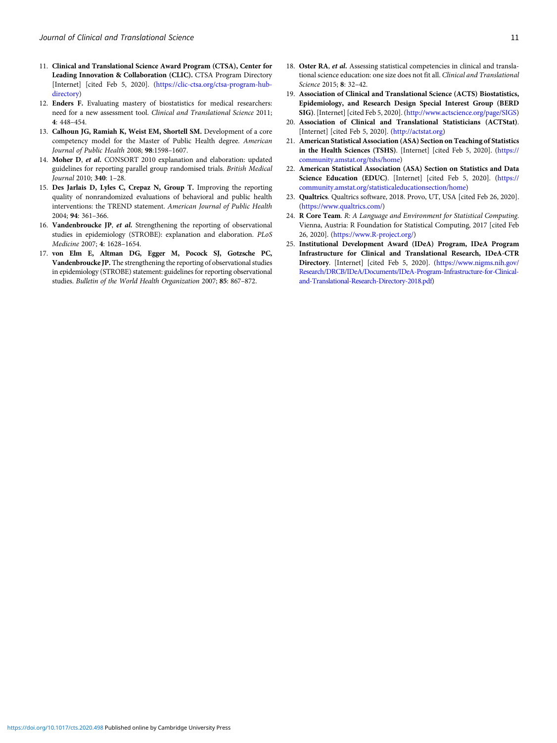11. **Clinical and Translational Science Award Program (CTSA), Center for Leading Innovation & Collaboration (CLIC).** CTSA Program Directory [Internet] [cited Feb 5, 2020]. (https://clic-ctsa.org/ctsa-program-hub-directory)
12. **Enders F.** Evaluating mastery of biostatistics for medical researchers: need for a new assessment tool. *Clinical and Translational Science* 2011; **4**: 448–454.
13. **Calhoun JG, Ramiah K, Weist EM, Shortell SM.** Development of a core competency model for the Master of Public Health degree. *American Journal of Public Health* 2008; **98**:1598–1607.
14. **Moher D**, ***et al.*** CONSORT 2010 explanation and elaboration: updated guidelines for reporting parallel group randomised trials. *British Medical Journal* 2010; **340**: 1–28.
15. **Des Jarlais D, Lyles C, Crepaz N, Group T.** Improving the reporting quality of nonrandomized evaluations of behavioral and public health interventions: the TREND statement. *American Journal of Public Health* 2004; **94**: 361–366.
16. **Vandenbroucke JP**, ***et al.*** Strengthening the reporting of observational studies in epidemiology (STROBE): explanation and elaboration. *PLoS Medicine* 2007; **4**: 1628–1654.
17. **von Elm E, Altman DG, Egger M, Pocock SJ, Gotzsche PC, Vandenbroucke JP.** The strengthening the reporting of observational studies in epidemiology (STROBE) statement: guidelines for reporting observational studies. *Bulletin of the World Health Organization* 2007; **85**: 867–872.
18. **Oster RA**, ***et al.*** Assessing statistical competencies in clinical and translational science education: one size does not fit all. *Clinical and Translational Science* 2015; **8**: 32–42.
19. **Association of Clinical and Translational Science (ACTS) Biostatistics, Epidemiology, and Research Design Special Interest Group (BERD SIG)**. [Internet] [cited Feb 5, 2020]. (http://www.actscience.org/page/SIGS)
20. **Association of Clinical and Translational Statisticians (ACTStat)**. [Internet] [cited Feb 5, 2020]. (http://actstat.org)
21. **American Statistical Association (ASA) Section on Teaching of Statistics in the Health Sciences (TSHS)**. [Internet] [cited Feb 5, 2020]. (https://community.amstat.org/tshs/home)
22. **American Statistical Association (ASA) Section on Statistics and Data Science Education (EDUC)**. [Internet] [cited Feb 5, 2020]. (https://community.amstat.org/statisticaleducationsection/home)
23. **Qualtrics**. Qualtrics software, 2018. Provo, UT, USA [cited Feb 26, 2020]. (https://www.qualtrics.com/)
24. **R Core Team**. *R: A Language and Environment for Statistical Computing.* Vienna, Austria: R Foundation for Statistical Computing, 2017 [cited Feb 26, 2020]. (https://www.R-project.org/)
25. **Institutional Development Award (IDeA) Program, IDeA Program Infrastructure for Clinical and Translational Research, IDeA-CTR Directory**. [Internet] [cited Feb 5, 2020]. (https://www.nigms.nih.gov/Research/DRCB/IDeA/Documents/IDeA-Program-Infrastructure-for-Clinical-and-Translational-Research-Directory-2018.pdf)